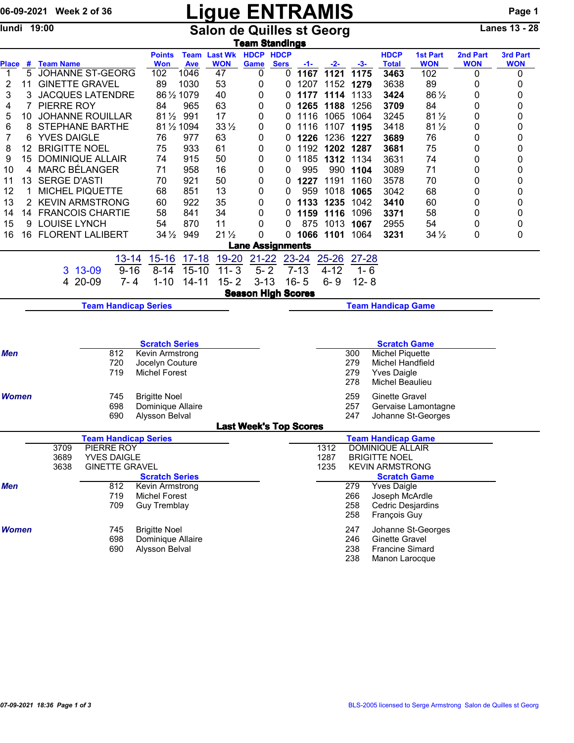# Ligue ENTRAMIS

06-09-2021 Week 2 of 36

lundi 19:00

## Salon de Quilles st Georg

Lanes 13 - 28

### Team Standings

| Place | # | Team Name | Points Won | Team Ave | Last Wk WON | HDCP Game | HDCP Sers | -1- | -2- | -3- | HDCP Total | 1st Part WON | 2nd Part WON | 3rd Part WON |
|---|---|---|---|---|---|---|---|---|---|---|---|---|---|---|
| 1 | 5 | JOHANNE ST-GEORG | 102 | 1046 | 47 | 0 | 0 | **1167** | **1121** | **1175** | **3463** | 102 | 0 | 0 |
| 2 | 11 | GINETTE GRAVEL | 89 | 1030 | 53 | 0 | 0 | 1207 | 1152 | **1279** | 3638 | 89 | 0 | 0 |
| 3 | 3 | JACQUES LATENDRE | 86½ | 1079 | 40 | 0 | 0 | **1177** | **1114** | 1133 | **3424** | 86½ | 0 | 0 |
| 4 | 7 | PIERRE ROY | 84 | 965 | 63 | 0 | 0 | **1265** | **1188** | 1256 | **3709** | 84 | 0 | 0 |
| 5 | 10 | JOHANNE ROUILLAR | 81½ | 991 | 17 | 0 | 0 | 1116 | 1065 | 1064 | 3245 | 81½ | 0 | 0 |
| 6 | 8 | STEPHANE BARTHE | 81½ | 1094 | 33½ | 0 | 0 | 1116 | 1107 | **1195** | 3418 | 81½ | 0 | 0 |
| 7 | 6 | YVES DAIGLE | 76 | 977 | 63 | 0 | 0 | **1226** | 1236 | **1227** | **3689** | 76 | 0 | 0 |
| 8 | 12 | BRIGITTE NOEL | 75 | 933 | 61 | 0 | 0 | 1192 | **1202** | **1287** | **3681** | 75 | 0 | 0 |
| 9 | 15 | DOMINIQUE ALLAIR | 74 | 915 | 50 | 0 | 0 | 1185 | **1312** | 1134 | 3631 | 74 | 0 | 0 |
| 10 | 4 | MARC BÉLANGER | 71 | 958 | 16 | 0 | 0 | 995 | 990 | **1104** | 3089 | 71 | 0 | 0 |
| 11 | 13 | SERGE D'ASTI | 70 | 921 | 50 | 0 | 0 | **1227** | 1191 | 1160 | 3578 | 70 | 0 | 0 |
| 12 | 1 | MICHEL PIQUETTE | 68 | 851 | 13 | 0 | 0 | 959 | 1018 | **1065** | 3042 | 68 | 0 | 0 |
| 13 | 2 | KEVIN ARMSTRONG | 60 | 922 | 35 | 0 | 0 | **1133** | **1235** | 1042 | **3410** | 60 | 0 | 0 |
| 14 | 14 | FRANCOIS CHARTIE | 58 | 841 | 34 | 0 | 0 | **1159** | **1116** | 1096 | **3371** | 58 | 0 | 0 |
| 15 | 9 | LOUISE LYNCH | 54 | 870 | 11 | 0 | 0 | 875 | 1013 | **1067** | 2955 | 54 | 0 | 0 |
| 16 | 16 | FLORENT LALIBERT | 34½ | 949 | 21½ | 0 | 0 | **1066** | **1101** | 1064 | **3231** | 34½ | 0 | 0 |

### Lane Assignments

| | 13-14 | 15-16 | 17-18 | 19-20 | 21-22 | 23-24 | 25-26 | 27-28 |
|---|---|---|---|---|---|---|---|---|
| 3 13-09 | 9-16 | 8-14 | 15-10 | 11- 3 | 5- 2 | 7-13 | 4-12 | 1- 6 |
| 4 20-09 | 7- 4 | 1-10 | 14-11 | 15- 2 | 3-13 | 16- 5 | 6- 9 | 12- 8 |

### Season High Scores

**Team Handicap Series**

**Team Handicap Game**

**Scratch Series**

| | Score | Name |
|---|---|---|
| *Men* | 812 | Kevin Armstrong |
| | 720 | Jocelyn Couture |
| | 719 | Michel Forest |
| *Women* | 745 | Brigitte Noel |
| | 698 | Dominique Allaire |
| | 690 | Alysson Belval |

**Scratch Game**

| | Score | Name |
|---|---|---|
| *Men* | 300 | Michel Piquette |
| | 279 | Michel Handfield |
| | 279 | Yves Daigle |
| | 278 | Michel Beaulieu |
| *Women* | 259 | Ginette Gravel |
| | 257 | Gervaise Lamontagne |
| | 247 | Johanne St-Georges |

### Last Week's Top Scores

**Team Handicap Series**

| Score | Team |
|---|---|
| 3709 | PIERRE ROY |
| 3689 | YVES DAIGLE |
| 3638 | GINETTE GRAVEL |

**Team Handicap Game**

| Score | Team |
|---|---|
| 1312 | DOMINIQUE ALLAIR |
| 1287 | BRIGITTE NOEL |
| 1235 | KEVIN ARMSTRONG |

**Scratch Series**

| | Score | Name |
|---|---|---|
| *Men* | 812 | Kevin Armstrong |
| | 719 | Michel Forest |
| | 709 | Guy Tremblay |
| *Women* | 745 | Brigitte Noel |
| | 698 | Dominique Allaire |
| | 690 | Alysson Belval |

**Scratch Game**

| | Score | Name |
|---|---|---|
| *Men* | 279 | Yves Daigle |
| | 266 | Joseph McArdle |
| | 258 | Cedric Desjardins |
| | 258 | François Guy |
| *Women* | 247 | Johanne St-Georges |
| | 246 | Ginette Gravel |
| | 238 | Francine Simard |
| | 238 | Manon Larocque |

07-09-2021 18:36 BLS-2005 licensed to Serge Armstrong Salon de Quilles st Georg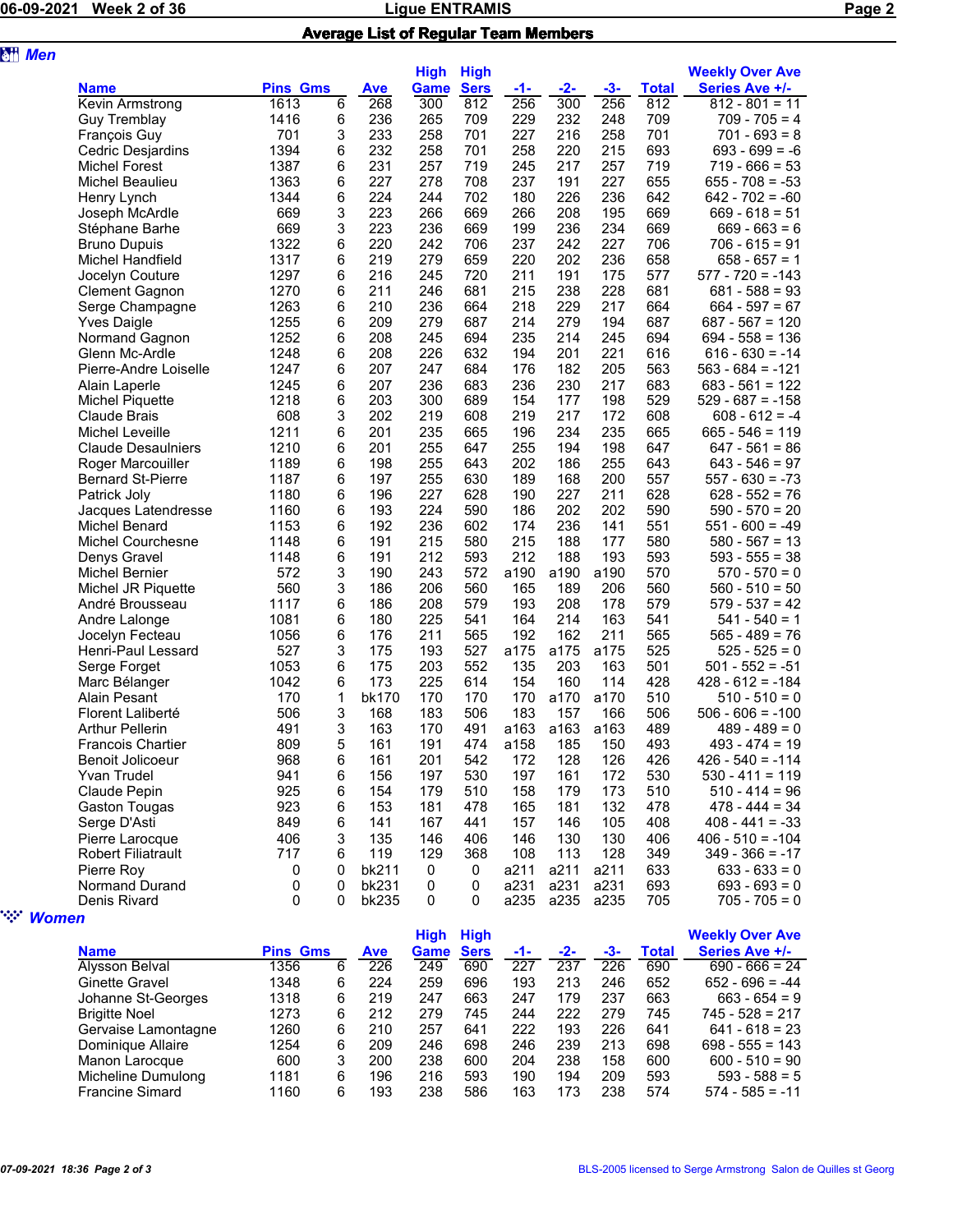## Average List of Regular Team Members

### Men

| Name | Pins | Gms | Ave | High Game | High Sers | -1- | -2- | -3- | Total | Weekly Over Ave Series Ave +/- |
|---|---|---|---|---|---|---|---|---|---|---|
| Kevin Armstrong | 1613 | 6 | 268 | 300 | 812 | 256 | 300 | 256 | 812 | 812 - 801 = 11 |
| Guy Tremblay | 1416 | 6 | 236 | 265 | 709 | 229 | 232 | 248 | 709 | 709 - 705 = 4 |
| François Guy | 701 | 3 | 233 | 258 | 701 | 227 | 216 | 258 | 701 | 701 - 693 = 8 |
| Cedric Desjardins | 1394 | 6 | 232 | 258 | 701 | 258 | 220 | 215 | 693 | 693 - 699 = -6 |
| Michel Forest | 1387 | 6 | 231 | 257 | 719 | 245 | 217 | 257 | 719 | 719 - 666 = 53 |
| Michel Beaulieu | 1363 | 6 | 227 | 278 | 708 | 237 | 191 | 227 | 655 | 655 - 708 = -53 |
| Henry Lynch | 1344 | 6 | 224 | 244 | 702 | 180 | 226 | 236 | 642 | 642 - 702 = -60 |
| Joseph McArdle | 669 | 3 | 223 | 266 | 669 | 266 | 208 | 195 | 669 | 669 - 618 = 51 |
| Stéphane Barhe | 669 | 3 | 223 | 236 | 669 | 199 | 236 | 234 | 669 | 669 - 663 = 6 |
| Bruno Dupuis | 1322 | 6 | 220 | 242 | 706 | 237 | 242 | 227 | 706 | 706 - 615 = 91 |
| Michel Handfield | 1317 | 6 | 219 | 279 | 659 | 220 | 202 | 236 | 658 | 658 - 657 = 1 |
| Jocelyn Couture | 1297 | 6 | 216 | 245 | 720 | 211 | 191 | 175 | 577 | 577 - 720 = -143 |
| Clement Gagnon | 1270 | 6 | 211 | 246 | 681 | 215 | 238 | 228 | 681 | 681 - 588 = 93 |
| Serge Champagne | 1263 | 6 | 210 | 236 | 664 | 218 | 229 | 217 | 664 | 664 - 597 = 67 |
| Yves Daigle | 1255 | 6 | 209 | 279 | 687 | 214 | 279 | 194 | 687 | 687 - 567 = 120 |
| Normand Gagnon | 1252 | 6 | 208 | 245 | 694 | 235 | 214 | 245 | 694 | 694 - 558 = 136 |
| Glenn Mc-Ardle | 1248 | 6 | 208 | 226 | 632 | 194 | 201 | 221 | 616 | 616 - 630 = -14 |
| Pierre-Andre Loiselle | 1247 | 6 | 207 | 247 | 684 | 176 | 182 | 205 | 563 | 563 - 684 = -121 |
| Alain Laperle | 1245 | 6 | 207 | 236 | 683 | 236 | 230 | 217 | 683 | 683 - 561 = 122 |
| Michel Piquette | 1218 | 6 | 203 | 300 | 689 | 154 | 177 | 198 | 529 | 529 - 687 = -158 |
| Claude Brais | 608 | 3 | 202 | 219 | 608 | 219 | 217 | 172 | 608 | 608 - 612 = -4 |
| Michel Leveille | 1211 | 6 | 201 | 235 | 665 | 196 | 234 | 235 | 665 | 665 - 546 = 119 |
| Claude Desaulniers | 1210 | 6 | 201 | 255 | 647 | 255 | 194 | 198 | 647 | 647 - 561 = 86 |
| Roger Marcouiller | 1189 | 6 | 198 | 255 | 643 | 202 | 186 | 255 | 643 | 643 - 546 = 97 |
| Bernard St-Pierre | 1187 | 6 | 197 | 255 | 630 | 189 | 168 | 200 | 557 | 557 - 630 = -73 |
| Patrick Joly | 1180 | 6 | 196 | 227 | 628 | 190 | 227 | 211 | 628 | 628 - 552 = 76 |
| Jacques Latendresse | 1160 | 6 | 193 | 224 | 590 | 186 | 202 | 202 | 590 | 590 - 570 = 20 |
| Michel Benard | 1153 | 6 | 192 | 236 | 602 | 174 | 236 | 141 | 551 | 551 - 600 = -49 |
| Michel Courchesne | 1148 | 6 | 191 | 215 | 580 | 215 | 188 | 177 | 580 | 580 - 567 = 13 |
| Denys Gravel | 1148 | 6 | 191 | 212 | 593 | 212 | 188 | 193 | 593 | 593 - 555 = 38 |
| Michel Bernier | 572 | 3 | 190 | 243 | 572 | a190 | a190 | a190 | 570 | 570 - 570 = 0 |
| Michel JR Piquette | 560 | 3 | 186 | 206 | 560 | 165 | 189 | 206 | 560 | 560 - 510 = 50 |
| André Brousseau | 1117 | 6 | 186 | 208 | 579 | 193 | 208 | 178 | 579 | 579 - 537 = 42 |
| Andre Lalonge | 1081 | 6 | 180 | 225 | 541 | 164 | 214 | 163 | 541 | 541 - 540 = 1 |
| Jocelyn Fecteau | 1056 | 6 | 176 | 211 | 565 | 192 | 162 | 211 | 565 | 565 - 489 = 76 |
| Henri-Paul Lessard | 527 | 3 | 175 | 193 | 527 | a175 | a175 | a175 | 525 | 525 - 525 = 0 |
| Serge Forget | 1053 | 6 | 175 | 203 | 552 | 135 | 203 | 163 | 501 | 501 - 552 = -51 |
| Marc Bélanger | 1042 | 6 | 173 | 225 | 614 | 154 | 160 | 114 | 428 | 428 - 612 = -184 |
| Alain Pesant | 170 | 1 | bk170 | 170 | 170 | 170 | a170 | a170 | 510 | 510 - 510 = 0 |
| Florent Laliberté | 506 | 3 | 168 | 183 | 506 | 183 | 157 | 166 | 506 | 506 - 606 = -100 |
| Arthur Pellerin | 491 | 3 | 163 | 170 | 491 | a163 | a163 | a163 | 489 | 489 - 489 = 0 |
| Francois Chartier | 809 | 5 | 161 | 191 | 474 | a158 | 185 | 150 | 493 | 493 - 474 = 19 |
| Benoit Jolicoeur | 968 | 6 | 161 | 201 | 542 | 172 | 128 | 126 | 426 | 426 - 540 = -114 |
| Yvan Trudel | 941 | 6 | 156 | 197 | 530 | 197 | 161 | 172 | 530 | 530 - 411 = 119 |
| Claude Pepin | 925 | 6 | 154 | 179 | 510 | 158 | 179 | 173 | 510 | 510 - 414 = 96 |
| Gaston Tougas | 923 | 6 | 153 | 181 | 478 | 165 | 181 | 132 | 478 | 478 - 444 = 34 |
| Serge D'Asti | 849 | 6 | 141 | 167 | 441 | 157 | 146 | 105 | 408 | 408 - 441 = -33 |
| Pierre Larocque | 406 | 3 | 135 | 146 | 406 | 146 | 130 | 130 | 406 | 406 - 510 = -104 |
| Robert Filiatrault | 717 | 6 | 119 | 129 | 368 | 108 | 113 | 128 | 349 | 349 - 366 = -17 |
| Pierre Roy | 0 | 0 | bk211 | 0 | 0 | a211 | a211 | a211 | 633 | 633 - 633 = 0 |
| Normand Durand | 0 | 0 | bk231 | 0 | 0 | a231 | a231 | a231 | 693 | 693 - 693 = 0 |
| Denis Rivard | 0 | 0 | bk235 | 0 | 0 | a235 | a235 | a235 | 705 | 705 - 705 = 0 |

### Women

| Name | Pins | Gms | Ave | High Game | High Sers | -1- | -2- | -3- | Total | Weekly Over Ave Series Ave +/- |
|---|---|---|---|---|---|---|---|---|---|---|
| Alysson Belval | 1356 | 6 | 226 | 249 | 690 | 227 | 237 | 226 | 690 | 690 - 666 = 24 |
| Ginette Gravel | 1348 | 6 | 224 | 259 | 696 | 193 | 213 | 246 | 652 | 652 - 696 = -44 |
| Johanne St-Georges | 1318 | 6 | 219 | 247 | 663 | 247 | 179 | 237 | 663 | 663 - 654 = 9 |
| Brigitte Noel | 1273 | 6 | 212 | 279 | 745 | 244 | 222 | 279 | 745 | 745 - 528 = 217 |
| Gervaise Lamontagne | 1260 | 6 | 210 | 257 | 641 | 222 | 193 | 226 | 641 | 641 - 618 = 23 |
| Dominique Allaire | 1254 | 6 | 209 | 246 | 698 | 246 | 239 | 213 | 698 | 698 - 555 = 143 |
| Manon Larocque | 600 | 3 | 200 | 238 | 600 | 204 | 238 | 158 | 600 | 600 - 510 = 90 |
| Micheline Dumulong | 1181 | 6 | 196 | 216 | 593 | 190 | 194 | 209 | 593 | 593 - 588 = 5 |
| Francine Simard | 1160 | 6 | 193 | 238 | 586 | 163 | 173 | 238 | 574 | 574 - 585 = -11 |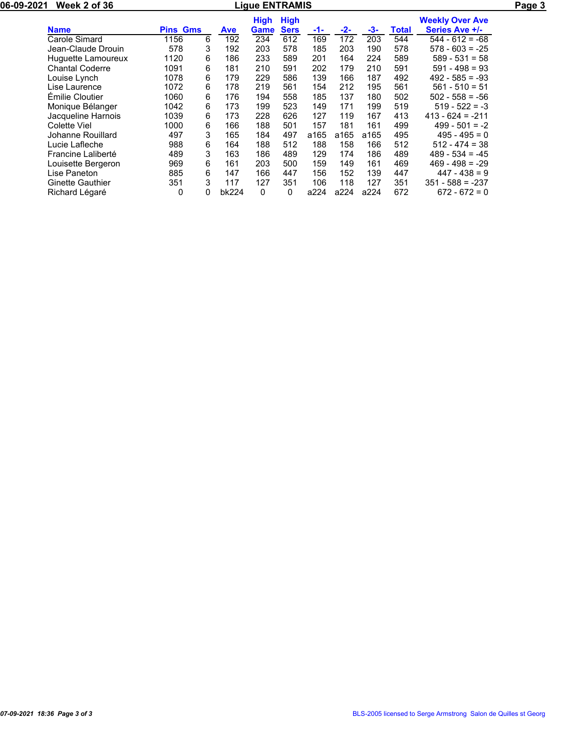| Name | Pins | Gms | Ave | High Game | High Sers | -1- | -2- | -3- | Total | Weekly Over Ave Series Ave +/- |
|---|---|---|---|---|---|---|---|---|---|---|
| Carole Simard | 1156 | 6 | 192 | 234 | 612 | 169 | 172 | 203 | 544 | 544 - 612 = -68 |
| Jean-Claude Drouin | 578 | 3 | 192 | 203 | 578 | 185 | 203 | 190 | 578 | 578 - 603 = -25 |
| Huguette Lamoureux | 1120 | 6 | 186 | 233 | 589 | 201 | 164 | 224 | 589 | 589 - 531 = 58 |
| Chantal Coderre | 1091 | 6 | 181 | 210 | 591 | 202 | 179 | 210 | 591 | 591 - 498 = 93 |
| Louise Lynch | 1078 | 6 | 179 | 229 | 586 | 139 | 166 | 187 | 492 | 492 - 585 = -93 |
| Lise Laurence | 1072 | 6 | 178 | 219 | 561 | 154 | 212 | 195 | 561 | 561 - 510 = 51 |
| Émilie Cloutier | 1060 | 6 | 176 | 194 | 558 | 185 | 137 | 180 | 502 | 502 - 558 = -56 |
| Monique Bélanger | 1042 | 6 | 173 | 199 | 523 | 149 | 171 | 199 | 519 | 519 - 522 = -3 |
| Jacqueline Harnois | 1039 | 6 | 173 | 228 | 626 | 127 | 119 | 167 | 413 | 413 - 624 = -211 |
| Colette Viel | 1000 | 6 | 166 | 188 | 501 | 157 | 181 | 161 | 499 | 499 - 501 = -2 |
| Johanne Rouillard | 497 | 3 | 165 | 184 | 497 | a165 | a165 | a165 | 495 | 495 - 495 = 0 |
| Lucie Lafleche | 988 | 6 | 164 | 188 | 512 | 188 | 158 | 166 | 512 | 512 - 474 = 38 |
| Francine Laliberté | 489 | 3 | 163 | 186 | 489 | 129 | 174 | 186 | 489 | 489 - 534 = -45 |
| Louisette Bergeron | 969 | 6 | 161 | 203 | 500 | 159 | 149 | 161 | 469 | 469 - 498 = -29 |
| Lise Paneton | 885 | 6 | 147 | 166 | 447 | 156 | 152 | 139 | 447 | 447 - 438 = 9 |
| Ginette Gauthier | 351 | 3 | 117 | 127 | 351 | 106 | 118 | 127 | 351 | 351 - 588 = -237 |
| Richard Légaré | 0 | 0 | bk224 | 0 | 0 | a224 | a224 | a224 | 672 | 672 - 672 = 0 |